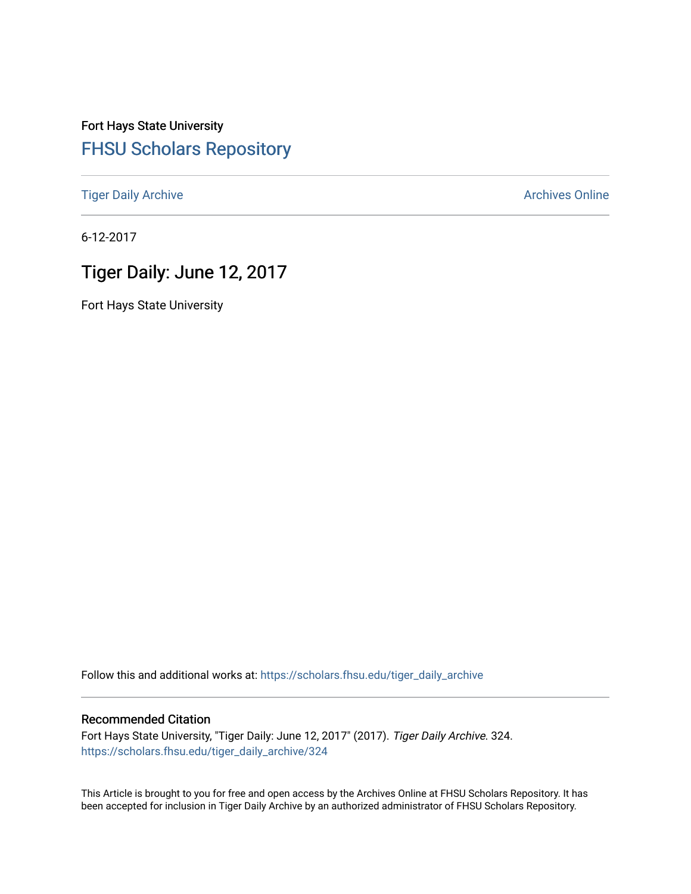Fort Hays State University

# FHSU Scholars Repository

Tiger Daily Archive | Archives Online

6-12-2017

## Tiger Daily: June 12, 2017

Fort Hays State University

Follow this and additional works at: https://scholars.fhsu.edu/tiger_daily_archive

### Recommended Citation

Fort Hays State University, "Tiger Daily: June 12, 2017" (2017). *Tiger Daily Archive*. 324.
https://scholars.fhsu.edu/tiger_daily_archive/324

This Article is brought to you for free and open access by the Archives Online at FHSU Scholars Repository. It has been accepted for inclusion in Tiger Daily Archive by an authorized administrator of FHSU Scholars Repository.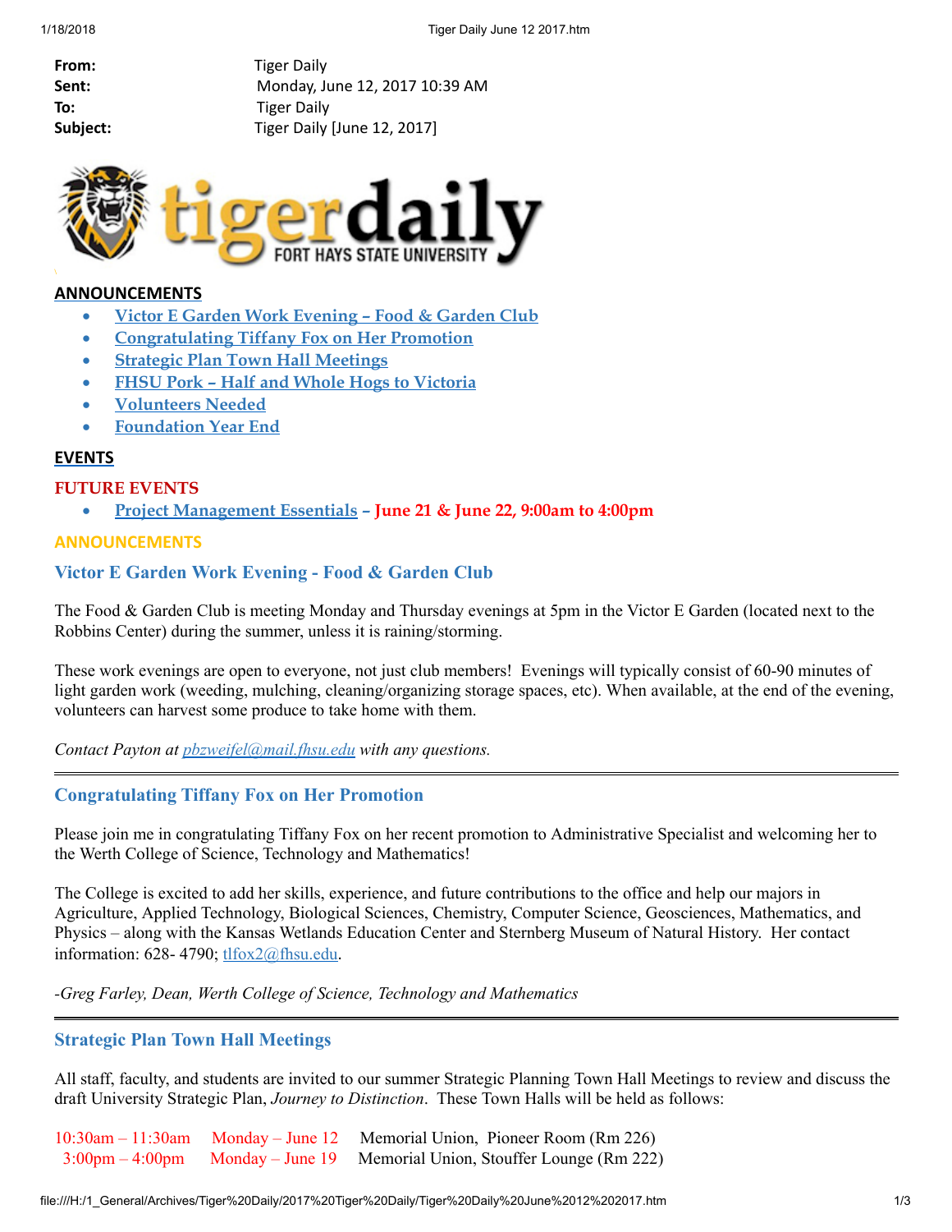From: Tiger Daily
Sent: Monday, June 12, 2017 10:39 AM
To: Tiger Daily
Subject: Tiger Daily [June 12, 2017]

## ANNOUNCEMENTS

- [Victor E Garden Work Evening – Food & Garden Club]
- [Congratulating Tiffany Fox on Her Promotion]
- [Strategic Plan Town Hall Meetings]
- [FHSU Pork – Half and Whole Hogs to Victoria]
- [Volunteers Needed]
- [Foundation Year End]

## EVENTS

### FUTURE EVENTS

- [Project Management Essentials] – **June 21 & June 22, 9:00am to 4:00pm**

## ANNOUNCEMENTS

### Victor E Garden Work Evening - Food & Garden Club

The Food & Garden Club is meeting Monday and Thursday evenings at 5pm in the Victor E Garden (located next to the Robbins Center) during the summer, unless it is raining/storming.

These work evenings are open to everyone, not just club members! Evenings will typically consist of 60-90 minutes of light garden work (weeding, mulching, cleaning/organizing storage spaces, etc). When available, at the end of the evening, volunteers can harvest some produce to take home with them.

*Contact Payton at pbzweifel@mail.fhsu.edu with any questions.*

---

### Congratulating Tiffany Fox on Her Promotion

Please join me in congratulating Tiffany Fox on her recent promotion to Administrative Specialist and welcoming her to the Werth College of Science, Technology and Mathematics!

The College is excited to add her skills, experience, and future contributions to the office and help our majors in Agriculture, Applied Technology, Biological Sciences, Chemistry, Computer Science, Geosciences, Mathematics, and Physics – along with the Kansas Wetlands Education Center and Sternberg Museum of Natural History. Her contact information: 628- 4790; tlfox2@fhsu.edu.

*-Greg Farley, Dean, Werth College of Science, Technology and Mathematics*

---

### Strategic Plan Town Hall Meetings

All staff, faculty, and students are invited to our summer Strategic Planning Town Hall Meetings to review and discuss the draft University Strategic Plan, *Journey to Distinction*. These Town Halls will be held as follows:

| | | |
|---|---|---|
| 10:30am – 11:30am | Monday – June 12 | Memorial Union, Pioneer Room (Rm 226) |
| 3:00pm – 4:00pm | Monday – June 19 | Memorial Union, Stouffer Lounge (Rm 222) |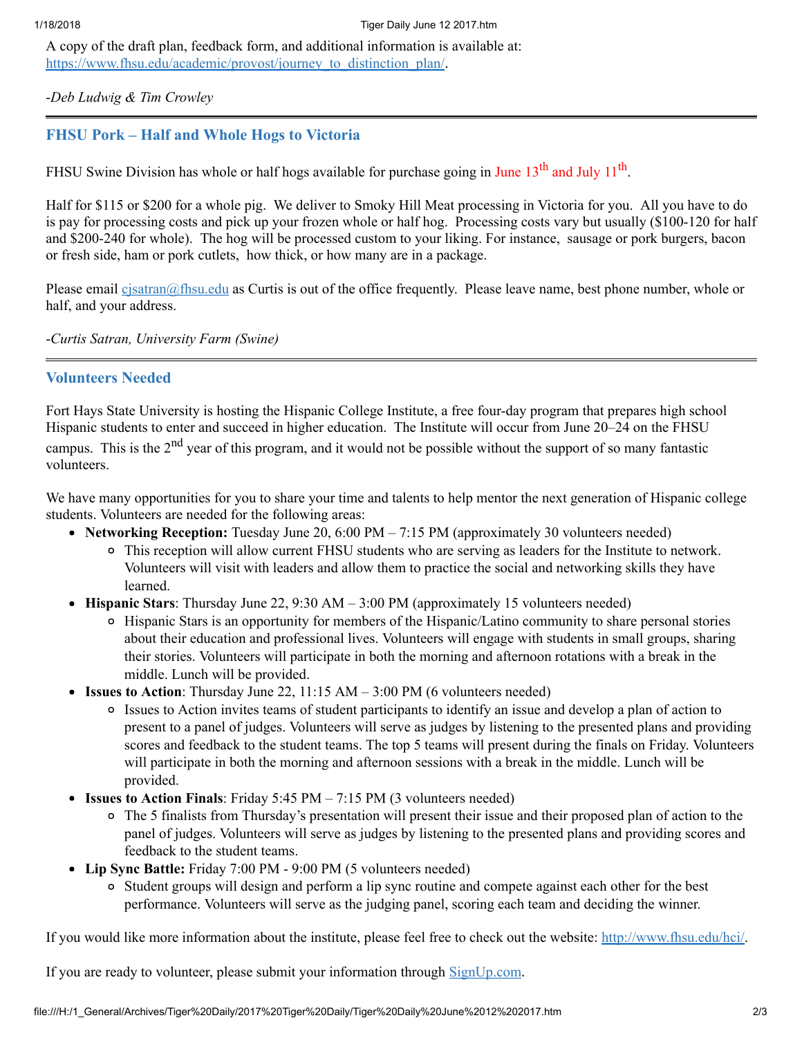A copy of the draft plan, feedback form, and additional information is available at: [https://www.fhsu.edu/academic/provost/journey_to_distinction_plan/](https://www.fhsu.edu/academic/provost/journey_to_distinction_plan/).

*-Deb Ludwig & Tim Crowley*

---

## FHSU Pork – Half and Whole Hogs to Victoria

FHSU Swine Division has whole or half hogs available for purchase going in June 13th and July 11th.

Half for $115 or $200 for a whole pig. We deliver to Smoky Hill Meat processing in Victoria for you. All you have to do is pay for processing costs and pick up your frozen whole or half hog. Processing costs vary but usually ($100-120 for half and $200-240 for whole). The hog will be processed custom to your liking. For instance, sausage or pork burgers, bacon or fresh side, ham or pork cutlets, how thick, or how many are in a package.

Please email [cjsatran@fhsu.edu](mailto:cjsatran@fhsu.edu) as Curtis is out of the office frequently. Please leave name, best phone number, whole or half, and your address.

*-Curtis Satran, University Farm (Swine)*

---

## Volunteers Needed

Fort Hays State University is hosting the Hispanic College Institute, a free four-day program that prepares high school Hispanic students to enter and succeed in higher education. The Institute will occur from June 20–24 on the FHSU campus. This is the 2nd year of this program, and it would not be possible without the support of so many fantastic volunteers.

We have many opportunities for you to share your time and talents to help mentor the next generation of Hispanic college students. Volunteers are needed for the following areas:

- **Networking Reception:** Tuesday June 20, 6:00 PM – 7:15 PM (approximately 30 volunteers needed)
  - This reception will allow current FHSU students who are serving as leaders for the Institute to network. Volunteers will visit with leaders and allow them to practice the social and networking skills they have learned.
- **Hispanic Stars**: Thursday June 22, 9:30 AM – 3:00 PM (approximately 15 volunteers needed)
  - Hispanic Stars is an opportunity for members of the Hispanic/Latino community to share personal stories about their education and professional lives. Volunteers will engage with students in small groups, sharing their stories. Volunteers will participate in both the morning and afternoon rotations with a break in the middle. Lunch will be provided.
- **Issues to Action**: Thursday June 22, 11:15 AM – 3:00 PM (6 volunteers needed)
  - Issues to Action invites teams of student participants to identify an issue and develop a plan of action to present to a panel of judges. Volunteers will serve as judges by listening to the presented plans and providing scores and feedback to the student teams. The top 5 teams will present during the finals on Friday. Volunteers will participate in both the morning and afternoon sessions with a break in the middle. Lunch will be provided.
- **Issues to Action Finals**: Friday 5:45 PM – 7:15 PM (3 volunteers needed)
  - The 5 finalists from Thursday's presentation will present their issue and their proposed plan of action to the panel of judges. Volunteers will serve as judges by listening to the presented plans and providing scores and feedback to the student teams.
- **Lip Sync Battle:** Friday 7:00 PM - 9:00 PM (5 volunteers needed)
  - Student groups will design and perform a lip sync routine and compete against each other for the best performance. Volunteers will serve as the judging panel, scoring each team and deciding the winner.

If you would like more information about the institute, please feel free to check out the website: [http://www.fhsu.edu/hci/](http://www.fhsu.edu/hci/).

If you are ready to volunteer, please submit your information through SignUp.com.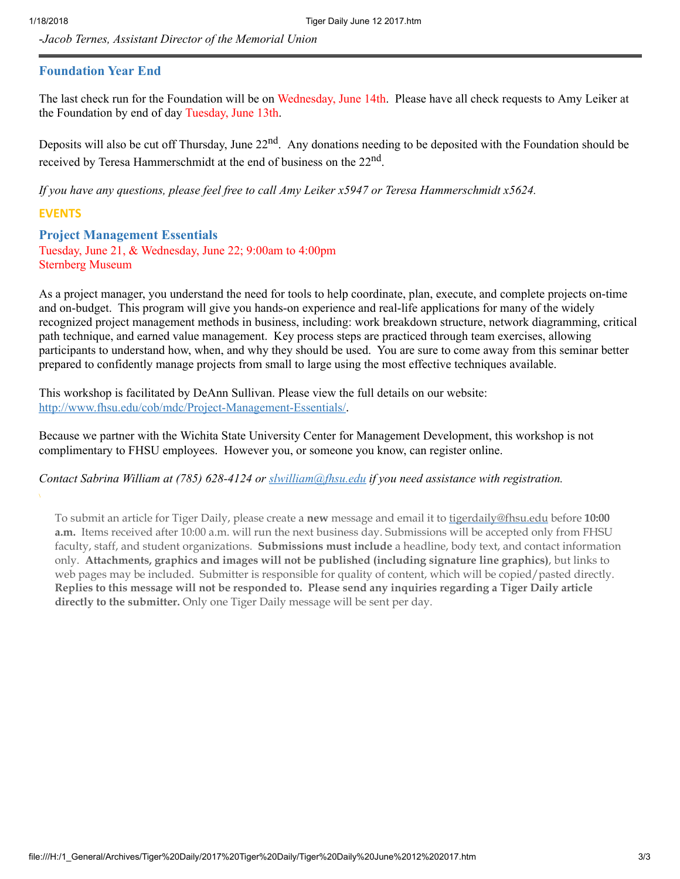*-Jacob Ternes, Assistant Director of the Memorial Union*

---

## Foundation Year End

The last check run for the Foundation will be on Wednesday, June 14th. Please have all check requests to Amy Leiker at the Foundation by end of day Tuesday, June 13th.

Deposits will also be cut off Thursday, June 22nd. Any donations needing to be deposited with the Foundation should be received by Teresa Hammerschmidt at the end of business on the 22nd.

*If you have any questions, please feel free to call Amy Leiker x5947 or Teresa Hammerschmidt x5624.*

## EVENTS

### Project Management Essentials

Tuesday, June 21, & Wednesday, June 22; 9:00am to 4:00pm
Sternberg Museum

As a project manager, you understand the need for tools to help coordinate, plan, execute, and complete projects on-time and on-budget. This program will give you hands-on experience and real-life applications for many of the widely recognized project management methods in business, including: work breakdown structure, network diagramming, critical path technique, and earned value management. Key process steps are practiced through team exercises, allowing participants to understand how, when, and why they should be used. You are sure to come away from this seminar better prepared to confidently manage projects from small to large using the most effective techniques available.

This workshop is facilitated by DeAnn Sullivan. Please view the full details on our website: http://www.fhsu.edu/cob/mdc/Project-Management-Essentials/.

Because we partner with the Wichita State University Center for Management Development, this workshop is not complimentary to FHSU employees. However you, or someone you know, can register online.

*Contact Sabrina William at (785) 628-4124 or slwilliam@fhsu.edu if you need assistance with registration.*

To submit an article for Tiger Daily, please create a **new** message and email it to tigerdaily@fhsu.edu before **10:00 a.m.** Items received after 10:00 a.m. will run the next business day. Submissions will be accepted only from FHSU faculty, staff, and student organizations. **Submissions must include** a headline, body text, and contact information only. **Attachments, graphics and images will not be published (including signature line graphics)**, but links to web pages may be included. Submitter is responsible for quality of content, which will be copied/pasted directly. **Replies to this message will not be responded to. Please send any inquiries regarding a Tiger Daily article directly to the submitter.** Only one Tiger Daily message will be sent per day.